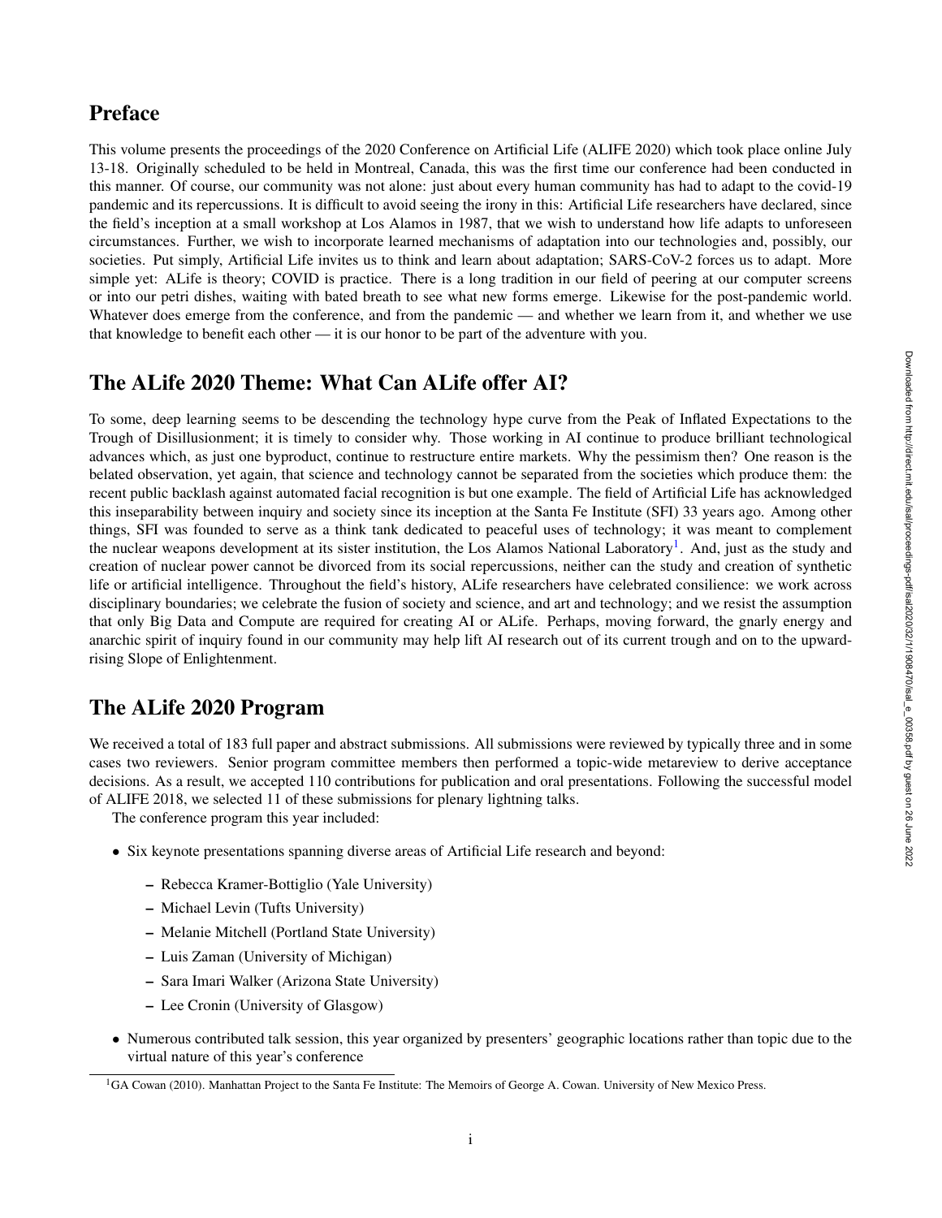## Preface

This volume presents the proceedings of the 2020 Conference on Artificial Life (ALIFE 2020) which took place online July 13-18. Originally scheduled to be held in Montreal, Canada, this was the first time our conference had been conducted in this manner. Of course, our community was not alone: just about every human community has had to adapt to the covid-19 pandemic and its repercussions. It is difficult to avoid seeing the irony in this: Artificial Life researchers have declared, since the field's inception at a small workshop at Los Alamos in 1987, that we wish to understand how life adapts to unforeseen circumstances. Further, we wish to incorporate learned mechanisms of adaptation into our technologies and, possibly, our societies. Put simply, Artificial Life invites us to think and learn about adaptation; SARS-CoV-2 forces us to adapt. More simple yet: ALife is theory; COVID is practice. There is a long tradition in our field of peering at our computer screens or into our petri dishes, waiting with bated breath to see what new forms emerge. Likewise for the post-pandemic world. Whatever does emerge from the conference, and from the pandemic — and whether we learn from it, and whether we use that knowledge to benefit each other — it is our honor to be part of the adventure with you.

## The ALife 2020 Theme: What Can ALife offer AI?

To some, deep learning seems to be descending the technology hype curve from the Peak of Inflated Expectations to the Trough of Disillusionment; it is timely to consider why. Those working in AI continue to produce brilliant technological advances which, as just one byproduct, continue to restructure entire markets. Why the pessimism then? One reason is the belated observation, yet again, that science and technology cannot be separated from the societies which produce them: the recent public backlash against automated facial recognition is but one example. The field of Artificial Life has acknowledged this inseparability between inquiry and society since its inception at the Santa Fe Institute (SFI) 33 years ago. Among other things, SFI was founded to serve as a think tank dedicated to peaceful uses of technology; it was meant to complement the nuclear weapons development at its sister institution, the Los Alamos National Laboratory[1]. And, just as the study and creation of nuclear power cannot be divorced from its social repercussions, neither can the study and creation of synthetic life or artificial intelligence. Throughout the field's history, ALife researchers have celebrated consilience: we work across disciplinary boundaries; we celebrate the fusion of society and science, and art and technology; and we resist the assumption that only Big Data and Compute are required for creating AI or ALife. Perhaps, moving forward, the gnarly energy and anarchic spirit of inquiry found in our community may help lift AI research out of its current trough and on to the upward-rising Slope of Enlightenment.

## The ALife 2020 Program

We received a total of 183 full paper and abstract submissions. All submissions were reviewed by typically three and in some cases two reviewers. Senior program committee members then performed a topic-wide metareview to derive acceptance decisions. As a result, we accepted 110 contributions for publication and oral presentations. Following the successful model of ALIFE 2018, we selected 11 of these submissions for plenary lightning talks.

The conference program this year included:

- Six keynote presentations spanning diverse areas of Artificial Life research and beyond:
  - Rebecca Kramer-Bottiglio (Yale University)
  - Michael Levin (Tufts University)
  - Melanie Mitchell (Portland State University)
  - Luis Zaman (University of Michigan)
  - Sara Imari Walker (Arizona State University)
  - Lee Cronin (University of Glasgow)
- Numerous contributed talk session, this year organized by presenters' geographic locations rather than topic due to the virtual nature of this year's conference

[1] GA Cowan (2010). Manhattan Project to the Santa Fe Institute: The Memoirs of George A. Cowan. University of New Mexico Press.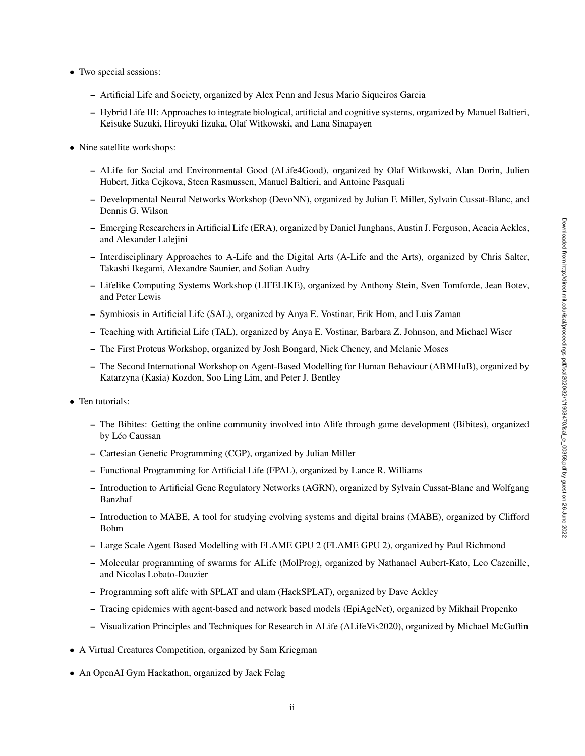- Two special sessions:
  - Artificial Life and Society, organized by Alex Penn and Jesus Mario Siqueiros Garcia
  - Hybrid Life III: Approaches to integrate biological, artificial and cognitive systems, organized by Manuel Baltieri, Keisuke Suzuki, Hiroyuki Iizuka, Olaf Witkowski, and Lana Sinapayen
- Nine satellite workshops:
  - ALife for Social and Environmental Good (ALife4Good), organized by Olaf Witkowski, Alan Dorin, Julien Hubert, Jitka Cejkova, Steen Rasmussen, Manuel Baltieri, and Antoine Pasquali
  - Developmental Neural Networks Workshop (DevoNN), organized by Julian F. Miller, Sylvain Cussat-Blanc, and Dennis G. Wilson
  - Emerging Researchers in Artificial Life (ERA), organized by Daniel Junghans, Austin J. Ferguson, Acacia Ackles, and Alexander Lalejini
  - Interdisciplinary Approaches to A-Life and the Digital Arts (A-Life and the Arts), organized by Chris Salter, Takashi Ikegami, Alexandre Saunier, and Sofian Audry
  - Lifelike Computing Systems Workshop (LIFELIKE), organized by Anthony Stein, Sven Tomforde, Jean Botev, and Peter Lewis
  - Symbiosis in Artificial Life (SAL), organized by Anya E. Vostinar, Erik Hom, and Luis Zaman
  - Teaching with Artificial Life (TAL), organized by Anya E. Vostinar, Barbara Z. Johnson, and Michael Wiser
  - The First Proteus Workshop, organized by Josh Bongard, Nick Cheney, and Melanie Moses
  - The Second International Workshop on Agent-Based Modelling for Human Behaviour (ABMHuB), organized by Katarzyna (Kasia) Kozdon, Soo Ling Lim, and Peter J. Bentley
- Ten tutorials:
  - The Bibites: Getting the online community involved into Alife through game development (Bibites), organized by Léo Caussan
  - Cartesian Genetic Programming (CGP), organized by Julian Miller
  - Functional Programming for Artificial Life (FPAL), organized by Lance R. Williams
  - Introduction to Artificial Gene Regulatory Networks (AGRN), organized by Sylvain Cussat-Blanc and Wolfgang Banzhaf
  - Introduction to MABE, A tool for studying evolving systems and digital brains (MABE), organized by Clifford Bohm
  - Large Scale Agent Based Modelling with FLAME GPU 2 (FLAME GPU 2), organized by Paul Richmond
  - Molecular programming of swarms for ALife (MolProg), organized by Nathanael Aubert-Kato, Leo Cazenille, and Nicolas Lobato-Dauzier
  - Programming soft alife with SPLAT and ulam (HackSPLAT), organized by Dave Ackley
  - Tracing epidemics with agent-based and network based models (EpiAgeNet), organized by Mikhail Propenko
  - Visualization Principles and Techniques for Research in ALife (ALifeVis2020), organized by Michael McGuffin
- A Virtual Creatures Competition, organized by Sam Kriegman
- An OpenAI Gym Hackathon, organized by Jack Felag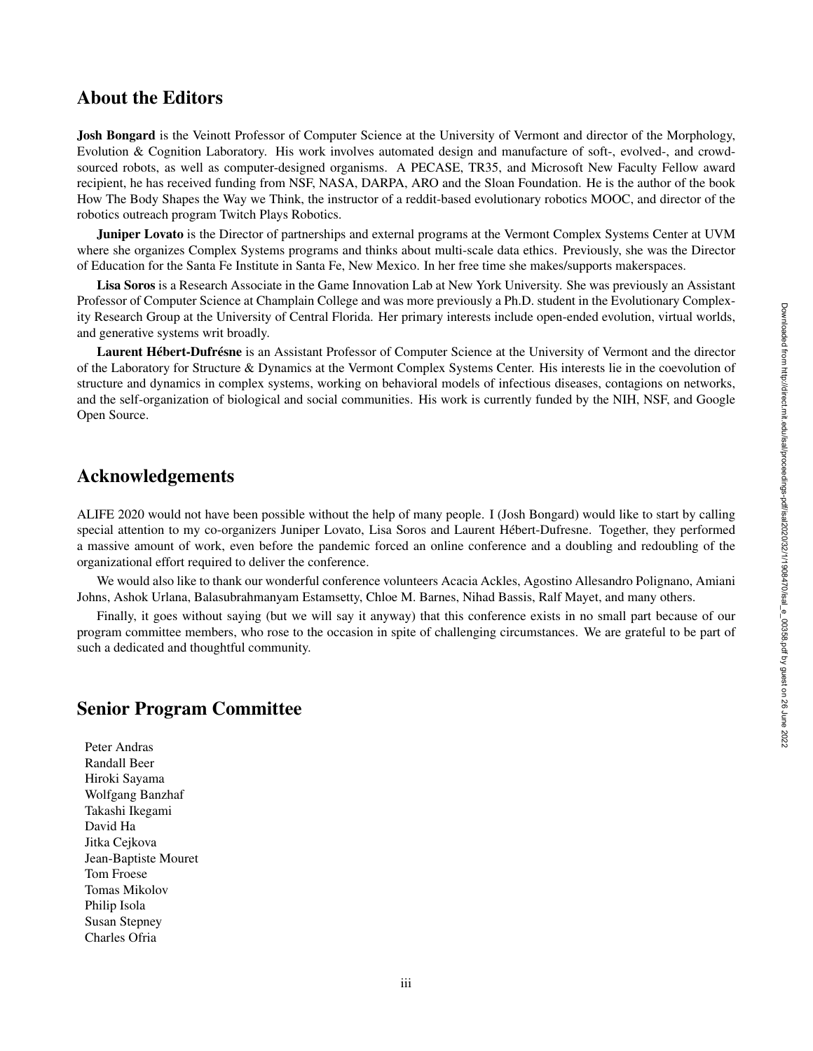## About the Editors

**Josh Bongard** is the Veinott Professor of Computer Science at the University of Vermont and director of the Morphology, Evolution & Cognition Laboratory. His work involves automated design and manufacture of soft-, evolved-, and crowd-sourced robots, as well as computer-designed organisms. A PECASE, TR35, and Microsoft New Faculty Fellow award recipient, he has received funding from NSF, NASA, DARPA, ARO and the Sloan Foundation. He is the author of the book How The Body Shapes the Way we Think, the instructor of a reddit-based evolutionary robotics MOOC, and director of the robotics outreach program Twitch Plays Robotics.

**Juniper Lovato** is the Director of partnerships and external programs at the Vermont Complex Systems Center at UVM where she organizes Complex Systems programs and thinks about multi-scale data ethics. Previously, she was the Director of Education for the Santa Fe Institute in Santa Fe, New Mexico. In her free time she makes/supports makerspaces.

**Lisa Soros** is a Research Associate in the Game Innovation Lab at New York University. She was previously an Assistant Professor of Computer Science at Champlain College and was more previously a Ph.D. student in the Evolutionary Complexity Research Group at the University of Central Florida. Her primary interests include open-ended evolution, virtual worlds, and generative systems writ broadly.

**Laurent Hébert-Dufrésne** is an Assistant Professor of Computer Science at the University of Vermont and the director of the Laboratory for Structure & Dynamics at the Vermont Complex Systems Center. His interests lie in the coevolution of structure and dynamics in complex systems, working on behavioral models of infectious diseases, contagions on networks, and the self-organization of biological and social communities. His work is currently funded by the NIH, NSF, and Google Open Source.

## Acknowledgements

ALIFE 2020 would not have been possible without the help of many people. I (Josh Bongard) would like to start by calling special attention to my co-organizers Juniper Lovato, Lisa Soros and Laurent Hébert-Dufresne. Together, they performed a massive amount of work, even before the pandemic forced an online conference and a doubling and redoubling of the organizational effort required to deliver the conference.

We would also like to thank our wonderful conference volunteers Acacia Ackles, Agostino Allesandro Polignano, Amiani Johns, Ashok Urlana, Balasubrahmanyam Estamsetty, Chloe M. Barnes, Nihad Bassis, Ralf Mayet, and many others.

Finally, it goes without saying (but we will say it anyway) that this conference exists in no small part because of our program committee members, who rose to the occasion in spite of challenging circumstances. We are grateful to be part of such a dedicated and thoughtful community.

## Senior Program Committee

Peter Andras
Randall Beer
Hiroki Sayama
Wolfgang Banzhaf
Takashi Ikegami
David Ha
Jitka Cejkova
Jean-Baptiste Mouret
Tom Froese
Tomas Mikolov
Philip Isola
Susan Stepney
Charles Ofria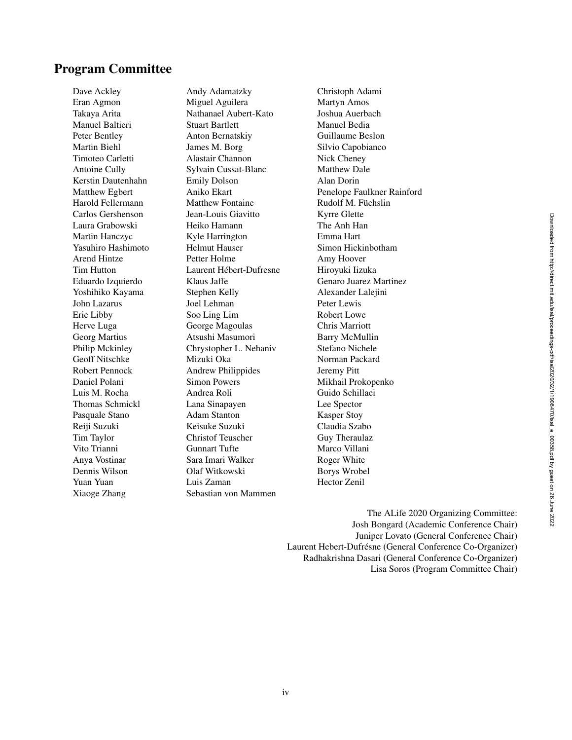## Program Committee

Dave Ackley
Eran Agmon
Takaya Arita
Manuel Baltieri
Peter Bentley
Martin Biehl
Timoteo Carletti
Antoine Cully
Kerstin Dautenhahn
Matthew Egbert
Harold Fellermann
Carlos Gershenson
Laura Grabowski
Martin Hanczyc
Yasuhiro Hashimoto
Arend Hintze
Tim Hutton
Eduardo Izquierdo
Yoshihiko Kayama
John Lazarus
Eric Libby
Herve Luga
Georg Martius
Philip Mckinley
Geoff Nitschke
Robert Pennock
Daniel Polani
Luis M. Rocha
Thomas Schmickl
Pasquale Stano
Reiji Suzuki
Tim Taylor
Vito Trianni
Anya Vostinar
Dennis Wilson
Yuan Yuan
Xiaoge Zhang

Andy Adamatzky
Miguel Aguilera
Nathanael Aubert-Kato
Stuart Bartlett
Anton Bernatskiy
James M. Borg
Alastair Channon
Sylvain Cussat-Blanc
Emily Dolson
Aniko Ekart
Matthew Fontaine
Jean-Louis Giavitto
Heiko Hamann
Kyle Harrington
Helmut Hauser
Petter Holme
Laurent Hébert-Dufresne
Klaus Jaffe
Stephen Kelly
Joel Lehman
Soo Ling Lim
George Magoulas
Atsushi Masumori
Chrystopher L. Nehaniv
Mizuki Oka
Andrew Philippides
Simon Powers
Andrea Roli
Lana Sinapayen
Adam Stanton
Keisuke Suzuki
Christof Teuscher
Gunnart Tufte
Sara Imari Walker
Olaf Witkowski
Luis Zaman
Sebastian von Mammen

Christoph Adami
Martyn Amos
Joshua Auerbach
Manuel Bedia
Guillaume Beslon
Silvio Capobianco
Nick Cheney
Matthew Dale
Alan Dorin
Penelope Faulkner Rainford
Rudolf M. Füchslin
Kyrre Glette
The Anh Han
Emma Hart
Simon Hickinbotham
Amy Hoover
Hiroyuki Iizuka
Genaro Juarez Martinez
Alexander Lalejini
Peter Lewis
Robert Lowe
Chris Marriott
Barry McMullin
Stefano Nichele
Norman Packard
Jeremy Pitt
Mikhail Prokopenko
Guido Schillaci
Lee Spector
Kasper Stoy
Claudia Szabo
Guy Theraulaz
Marco Villani
Roger White
Borys Wrobel
Hector Zenil

The ALife 2020 Organizing Committee:
Josh Bongard (Academic Conference Chair)
Juniper Lovato (General Conference Chair)
Laurent Hebert-Dufrésne (General Conference Co-Organizer)
Radhakrishna Dasari (General Conference Co-Organizer)
Lisa Soros (Program Committee Chair)